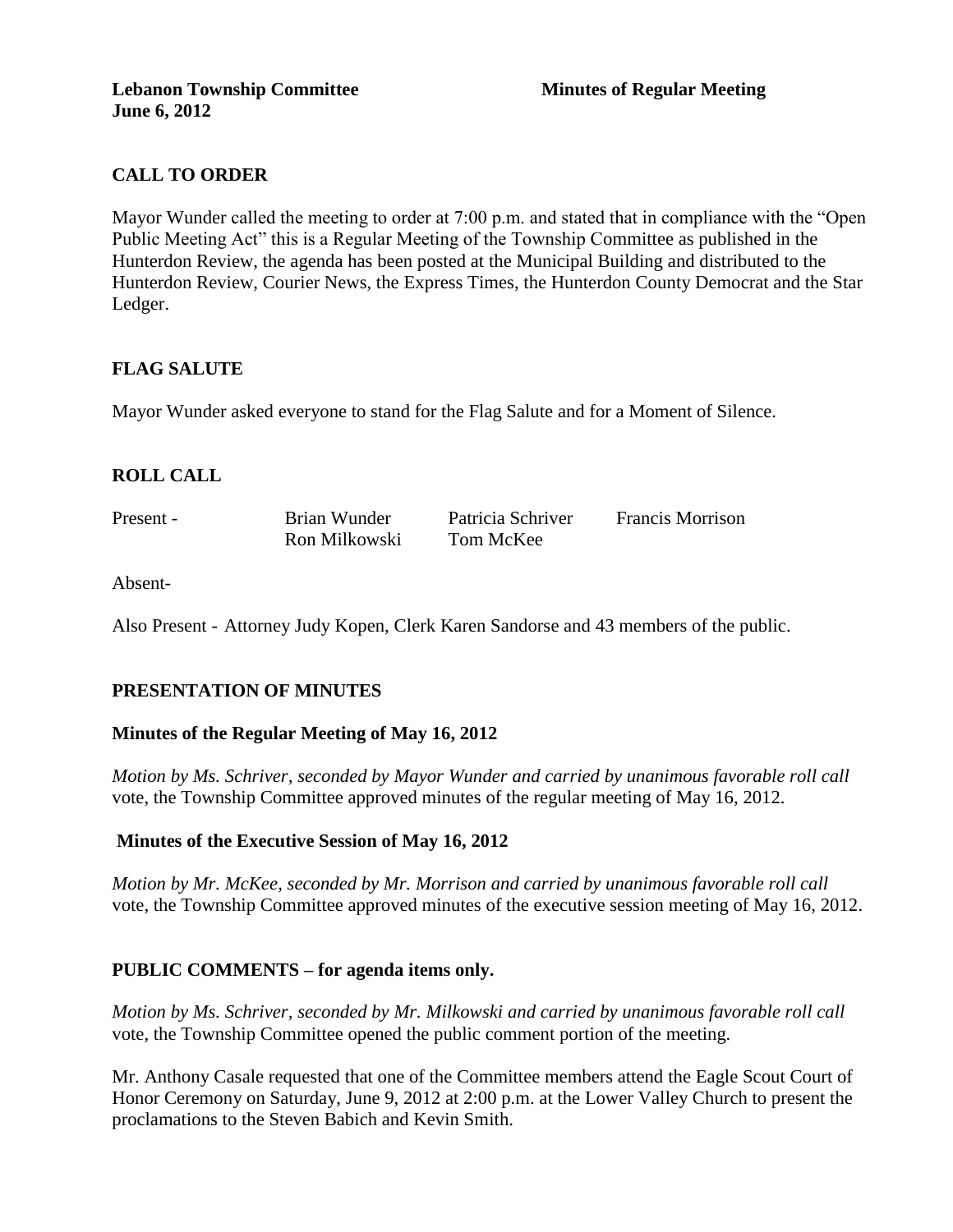**Lebanon Township Committee** **Minutes of Regular Meeting**
**June 6, 2012**

## CALL TO ORDER

Mayor Wunder called the meeting to order at 7:00 p.m. and stated that in compliance with the "Open Public Meeting Act" this is a Regular Meeting of the Township Committee as published in the Hunterdon Review, the agenda has been posted at the Municipal Building and distributed to the Hunterdon Review, Courier News, the Express Times, the Hunterdon County Democrat and the Star Ledger.

## FLAG SALUTE

Mayor Wunder asked everyone to stand for the Flag Salute and for a Moment of Silence.

## ROLL CALL

| | | | |
|---|---|---|---|
| Present - | Brian Wunder | Patricia Schriver | Francis Morrison |
| | Ron Milkowski | Tom McKee | |

Absent-

Also Present - Attorney Judy Kopen, Clerk Karen Sandorse and 43 members of the public.

## PRESENTATION OF MINUTES

### Minutes of the Regular Meeting of May 16, 2012

*Motion by Ms. Schriver, seconded by Mayor Wunder and carried by unanimous favorable roll call* vote, the Township Committee approved minutes of the regular meeting of May 16, 2012.

### Minutes of the Executive Session of May 16, 2012

*Motion by Mr. McKee, seconded by Mr. Morrison and carried by unanimous favorable roll call* vote, the Township Committee approved minutes of the executive session meeting of May 16, 2012.

## PUBLIC COMMENTS – for agenda items only.

*Motion by Ms. Schriver, seconded by Mr. Milkowski and carried by unanimous favorable roll call* vote, the Township Committee opened the public comment portion of the meeting.

Mr. Anthony Casale requested that one of the Committee members attend the Eagle Scout Court of Honor Ceremony on Saturday, June 9, 2012 at 2:00 p.m. at the Lower Valley Church to present the proclamations to the Steven Babich and Kevin Smith.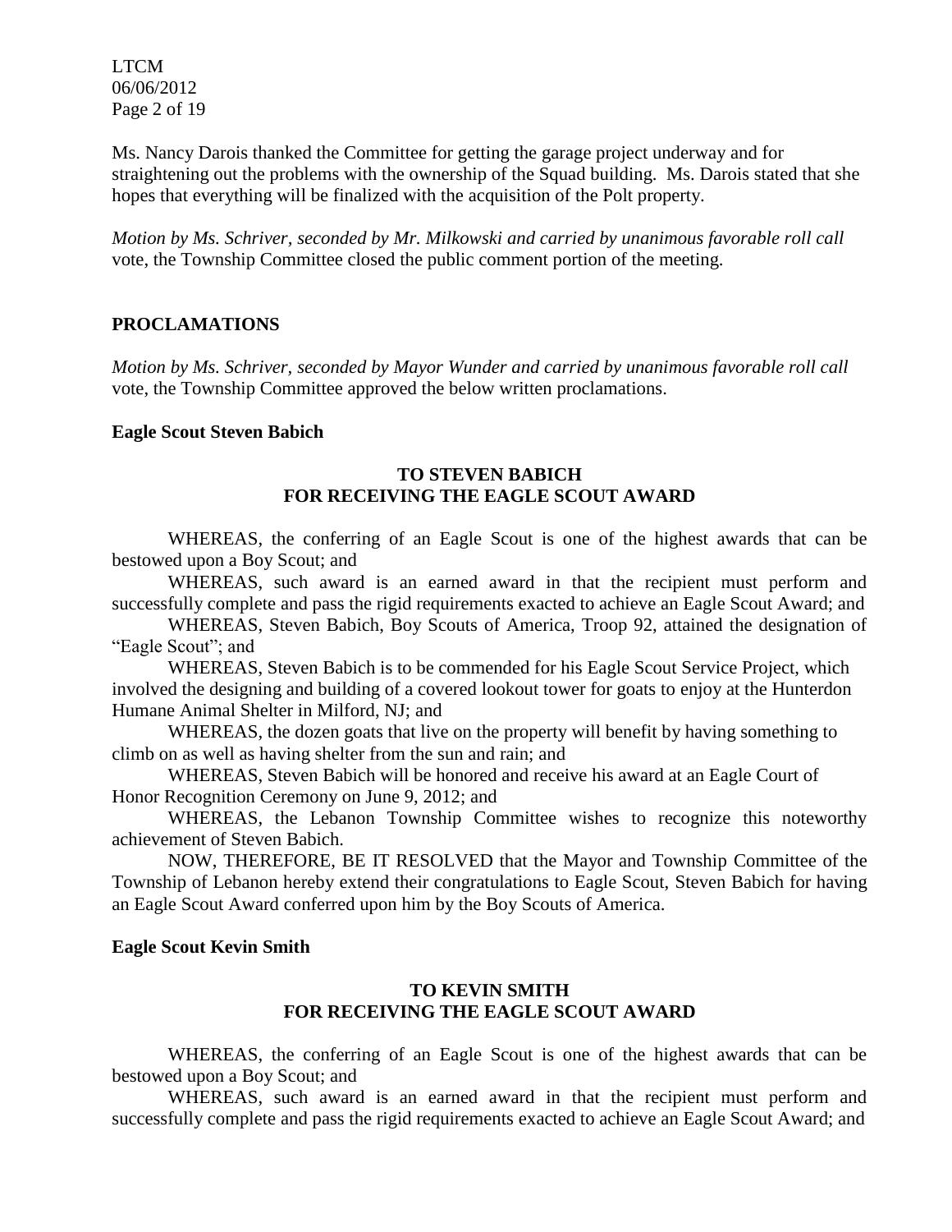Ms. Nancy Darois thanked the Committee for getting the garage project underway and for straightening out the problems with the ownership of the Squad building. Ms. Darois stated that she hopes that everything will be finalized with the acquisition of the Polt property.

*Motion by Ms. Schriver, seconded by Mr. Milkowski and carried by unanimous favorable roll call* vote, the Township Committee closed the public comment portion of the meeting.

## PROCLAMATIONS

*Motion by Ms. Schriver, seconded by Mayor Wunder and carried by unanimous favorable roll call* vote, the Township Committee approved the below written proclamations.

**Eagle Scout Steven Babich**

**TO STEVEN BABICH**
**FOR RECEIVING THE EAGLE SCOUT AWARD**

WHEREAS, the conferring of an Eagle Scout is one of the highest awards that can be bestowed upon a Boy Scout; and

WHEREAS, such award is an earned award in that the recipient must perform and successfully complete and pass the rigid requirements exacted to achieve an Eagle Scout Award; and

WHEREAS, Steven Babich, Boy Scouts of America, Troop 92, attained the designation of "Eagle Scout"; and

WHEREAS, Steven Babich is to be commended for his Eagle Scout Service Project, which involved the designing and building of a covered lookout tower for goats to enjoy at the Hunterdon Humane Animal Shelter in Milford, NJ; and

WHEREAS, the dozen goats that live on the property will benefit by having something to climb on as well as having shelter from the sun and rain; and

WHEREAS, Steven Babich will be honored and receive his award at an Eagle Court of Honor Recognition Ceremony on June 9, 2012; and

WHEREAS, the Lebanon Township Committee wishes to recognize this noteworthy achievement of Steven Babich.

NOW, THEREFORE, BE IT RESOLVED that the Mayor and Township Committee of the Township of Lebanon hereby extend their congratulations to Eagle Scout, Steven Babich for having an Eagle Scout Award conferred upon him by the Boy Scouts of America.

**Eagle Scout Kevin Smith**

**TO KEVIN SMITH**
**FOR RECEIVING THE EAGLE SCOUT AWARD**

WHEREAS, the conferring of an Eagle Scout is one of the highest awards that can be bestowed upon a Boy Scout; and

WHEREAS, such award is an earned award in that the recipient must perform and successfully complete and pass the rigid requirements exacted to achieve an Eagle Scout Award; and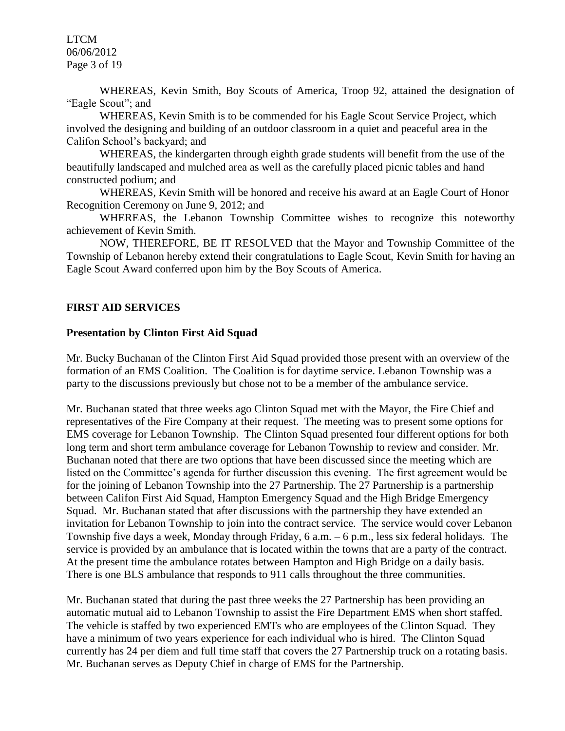WHEREAS, Kevin Smith, Boy Scouts of America, Troop 92, attained the designation of "Eagle Scout"; and

WHEREAS, Kevin Smith is to be commended for his Eagle Scout Service Project, which involved the designing and building of an outdoor classroom in a quiet and peaceful area in the Califon School's backyard; and

WHEREAS, the kindergarten through eighth grade students will benefit from the use of the beautifully landscaped and mulched area as well as the carefully placed picnic tables and hand constructed podium; and

WHEREAS, Kevin Smith will be honored and receive his award at an Eagle Court of Honor Recognition Ceremony on June 9, 2012; and

WHEREAS, the Lebanon Township Committee wishes to recognize this noteworthy achievement of Kevin Smith.

NOW, THEREFORE, BE IT RESOLVED that the Mayor and Township Committee of the Township of Lebanon hereby extend their congratulations to Eagle Scout, Kevin Smith for having an Eagle Scout Award conferred upon him by the Boy Scouts of America.

## FIRST AID SERVICES

### Presentation by Clinton First Aid Squad

Mr. Bucky Buchanan of the Clinton First Aid Squad provided those present with an overview of the formation of an EMS Coalition. The Coalition is for daytime service. Lebanon Township was a party to the discussions previously but chose not to be a member of the ambulance service.

Mr. Buchanan stated that three weeks ago Clinton Squad met with the Mayor, the Fire Chief and representatives of the Fire Company at their request. The meeting was to present some options for EMS coverage for Lebanon Township. The Clinton Squad presented four different options for both long term and short term ambulance coverage for Lebanon Township to review and consider. Mr. Buchanan noted that there are two options that have been discussed since the meeting which are listed on the Committee's agenda for further discussion this evening. The first agreement would be for the joining of Lebanon Township into the 27 Partnership. The 27 Partnership is a partnership between Califon First Aid Squad, Hampton Emergency Squad and the High Bridge Emergency Squad. Mr. Buchanan stated that after discussions with the partnership they have extended an invitation for Lebanon Township to join into the contract service. The service would cover Lebanon Township five days a week, Monday through Friday, 6 a.m. – 6 p.m., less six federal holidays. The service is provided by an ambulance that is located within the towns that are a party of the contract. At the present time the ambulance rotates between Hampton and High Bridge on a daily basis. There is one BLS ambulance that responds to 911 calls throughout the three communities.

Mr. Buchanan stated that during the past three weeks the 27 Partnership has been providing an automatic mutual aid to Lebanon Township to assist the Fire Department EMS when short staffed. The vehicle is staffed by two experienced EMTs who are employees of the Clinton Squad. They have a minimum of two years experience for each individual who is hired. The Clinton Squad currently has 24 per diem and full time staff that covers the 27 Partnership truck on a rotating basis. Mr. Buchanan serves as Deputy Chief in charge of EMS for the Partnership.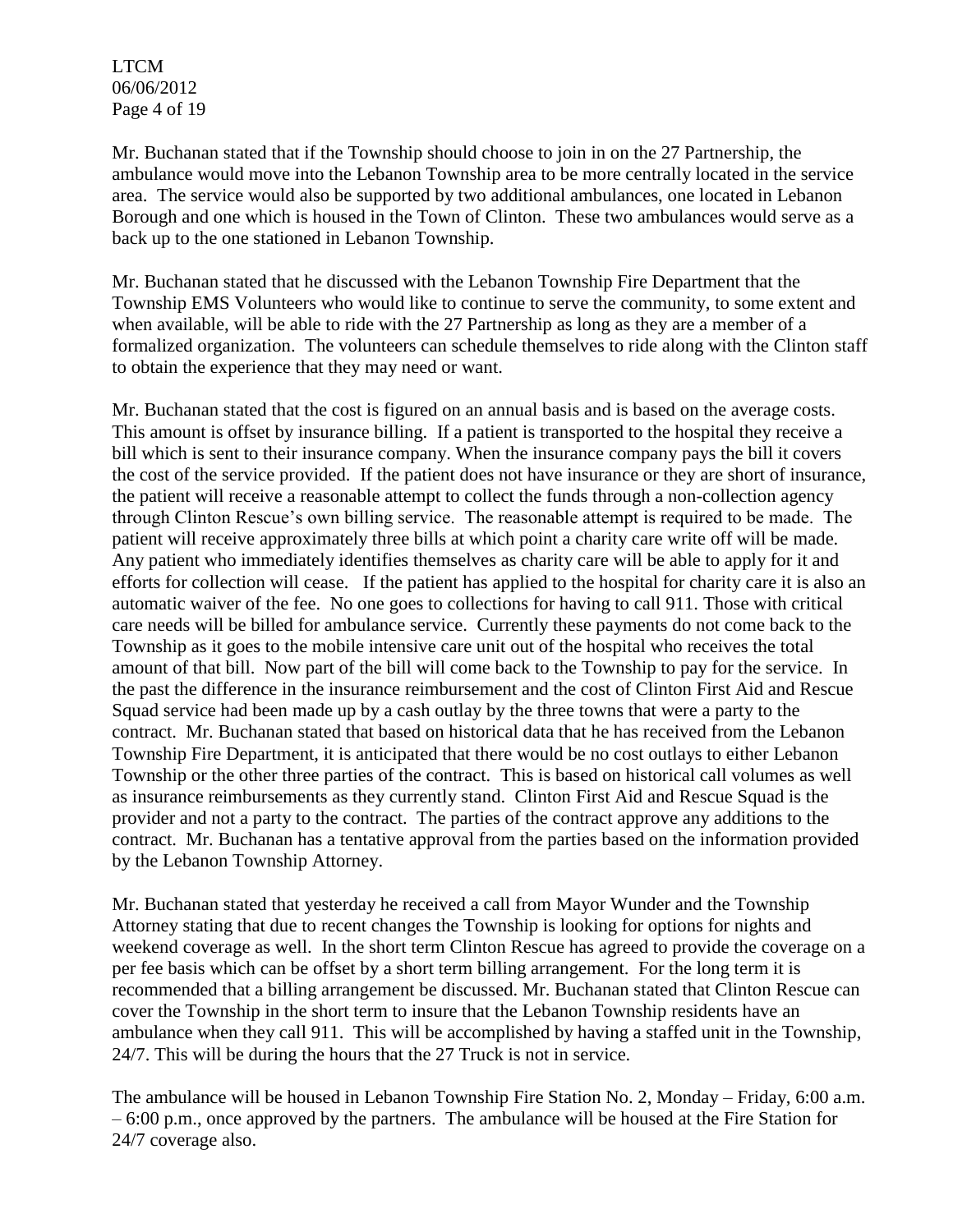Mr. Buchanan stated that if the Township should choose to join in on the 27 Partnership, the ambulance would move into the Lebanon Township area to be more centrally located in the service area. The service would also be supported by two additional ambulances, one located in Lebanon Borough and one which is housed in the Town of Clinton. These two ambulances would serve as a back up to the one stationed in Lebanon Township.

Mr. Buchanan stated that he discussed with the Lebanon Township Fire Department that the Township EMS Volunteers who would like to continue to serve the community, to some extent and when available, will be able to ride with the 27 Partnership as long as they are a member of a formalized organization. The volunteers can schedule themselves to ride along with the Clinton staff to obtain the experience that they may need or want.

Mr. Buchanan stated that the cost is figured on an annual basis and is based on the average costs. This amount is offset by insurance billing. If a patient is transported to the hospital they receive a bill which is sent to their insurance company. When the insurance company pays the bill it covers the cost of the service provided. If the patient does not have insurance or they are short of insurance, the patient will receive a reasonable attempt to collect the funds through a non-collection agency through Clinton Rescue's own billing service. The reasonable attempt is required to be made. The patient will receive approximately three bills at which point a charity care write off will be made. Any patient who immediately identifies themselves as charity care will be able to apply for it and efforts for collection will cease. If the patient has applied to the hospital for charity care it is also an automatic waiver of the fee. No one goes to collections for having to call 911. Those with critical care needs will be billed for ambulance service. Currently these payments do not come back to the Township as it goes to the mobile intensive care unit out of the hospital who receives the total amount of that bill. Now part of the bill will come back to the Township to pay for the service. In the past the difference in the insurance reimbursement and the cost of Clinton First Aid and Rescue Squad service had been made up by a cash outlay by the three towns that were a party to the contract. Mr. Buchanan stated that based on historical data that he has received from the Lebanon Township Fire Department, it is anticipated that there would be no cost outlays to either Lebanon Township or the other three parties of the contract. This is based on historical call volumes as well as insurance reimbursements as they currently stand. Clinton First Aid and Rescue Squad is the provider and not a party to the contract. The parties of the contract approve any additions to the contract. Mr. Buchanan has a tentative approval from the parties based on the information provided by the Lebanon Township Attorney.

Mr. Buchanan stated that yesterday he received a call from Mayor Wunder and the Township Attorney stating that due to recent changes the Township is looking for options for nights and weekend coverage as well. In the short term Clinton Rescue has agreed to provide the coverage on a per fee basis which can be offset by a short term billing arrangement. For the long term it is recommended that a billing arrangement be discussed. Mr. Buchanan stated that Clinton Rescue can cover the Township in the short term to insure that the Lebanon Township residents have an ambulance when they call 911. This will be accomplished by having a staffed unit in the Township, 24/7. This will be during the hours that the 27 Truck is not in service.

The ambulance will be housed in Lebanon Township Fire Station No. 2, Monday – Friday, 6:00 a.m. – 6:00 p.m., once approved by the partners. The ambulance will be housed at the Fire Station for 24/7 coverage also.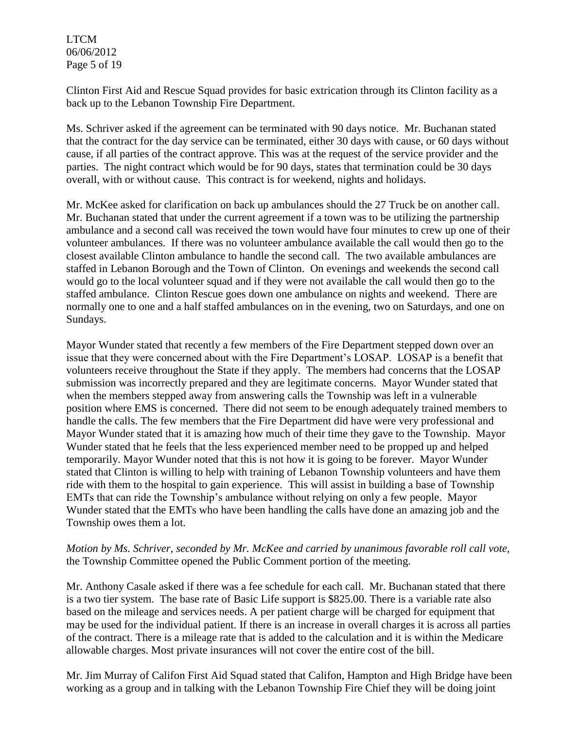Clinton First Aid and Rescue Squad provides for basic extrication through its Clinton facility as a back up to the Lebanon Township Fire Department.

Ms. Schriver asked if the agreement can be terminated with 90 days notice. Mr. Buchanan stated that the contract for the day service can be terminated, either 30 days with cause, or 60 days without cause, if all parties of the contract approve. This was at the request of the service provider and the parties. The night contract which would be for 90 days, states that termination could be 30 days overall, with or without cause. This contract is for weekend, nights and holidays.

Mr. McKee asked for clarification on back up ambulances should the 27 Truck be on another call. Mr. Buchanan stated that under the current agreement if a town was to be utilizing the partnership ambulance and a second call was received the town would have four minutes to crew up one of their volunteer ambulances. If there was no volunteer ambulance available the call would then go to the closest available Clinton ambulance to handle the second call. The two available ambulances are staffed in Lebanon Borough and the Town of Clinton. On evenings and weekends the second call would go to the local volunteer squad and if they were not available the call would then go to the staffed ambulance. Clinton Rescue goes down one ambulance on nights and weekend. There are normally one to one and a half staffed ambulances on in the evening, two on Saturdays, and one on Sundays.

Mayor Wunder stated that recently a few members of the Fire Department stepped down over an issue that they were concerned about with the Fire Department's LOSAP. LOSAP is a benefit that volunteers receive throughout the State if they apply. The members had concerns that the LOSAP submission was incorrectly prepared and they are legitimate concerns. Mayor Wunder stated that when the members stepped away from answering calls the Township was left in a vulnerable position where EMS is concerned. There did not seem to be enough adequately trained members to handle the calls. The few members that the Fire Department did have were very professional and Mayor Wunder stated that it is amazing how much of their time they gave to the Township. Mayor Wunder stated that he feels that the less experienced member need to be propped up and helped temporarily. Mayor Wunder noted that this is not how it is going to be forever. Mayor Wunder stated that Clinton is willing to help with training of Lebanon Township volunteers and have them ride with them to the hospital to gain experience. This will assist in building a base of Township EMTs that can ride the Township's ambulance without relying on only a few people. Mayor Wunder stated that the EMTs who have been handling the calls have done an amazing job and the Township owes them a lot.

*Motion by Ms. Schriver, seconded by Mr. McKee and carried by unanimous favorable roll call vote,* the Township Committee opened the Public Comment portion of the meeting.

Mr. Anthony Casale asked if there was a fee schedule for each call. Mr. Buchanan stated that there is a two tier system. The base rate of Basic Life support is $825.00. There is a variable rate also based on the mileage and services needs. A per patient charge will be charged for equipment that may be used for the individual patient. If there is an increase in overall charges it is across all parties of the contract. There is a mileage rate that is added to the calculation and it is within the Medicare allowable charges. Most private insurances will not cover the entire cost of the bill.

Mr. Jim Murray of Califon First Aid Squad stated that Califon, Hampton and High Bridge have been working as a group and in talking with the Lebanon Township Fire Chief they will be doing joint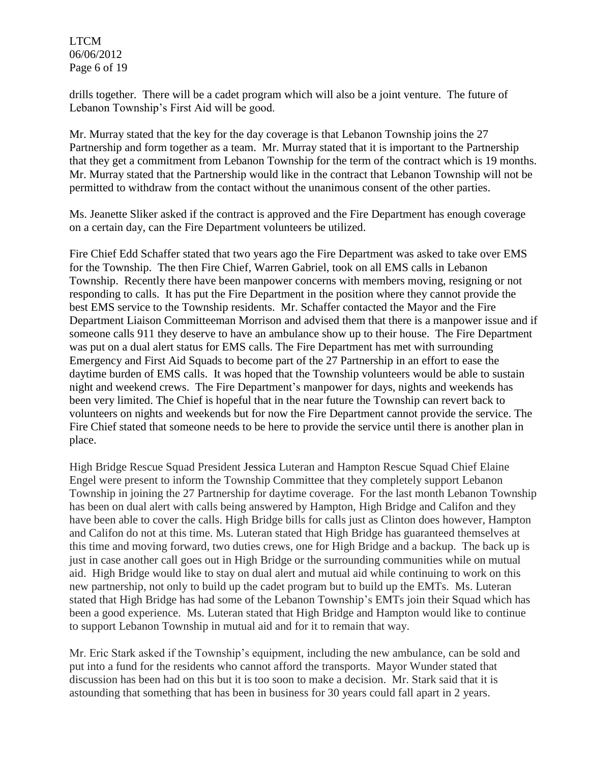drills together. There will be a cadet program which will also be a joint venture. The future of Lebanon Township's First Aid will be good.

Mr. Murray stated that the key for the day coverage is that Lebanon Township joins the 27 Partnership and form together as a team. Mr. Murray stated that it is important to the Partnership that they get a commitment from Lebanon Township for the term of the contract which is 19 months. Mr. Murray stated that the Partnership would like in the contract that Lebanon Township will not be permitted to withdraw from the contact without the unanimous consent of the other parties.

Ms. Jeanette Sliker asked if the contract is approved and the Fire Department has enough coverage on a certain day, can the Fire Department volunteers be utilized.

Fire Chief Edd Schaffer stated that two years ago the Fire Department was asked to take over EMS for the Township. The then Fire Chief, Warren Gabriel, took on all EMS calls in Lebanon Township. Recently there have been manpower concerns with members moving, resigning or not responding to calls. It has put the Fire Department in the position where they cannot provide the best EMS service to the Township residents. Mr. Schaffer contacted the Mayor and the Fire Department Liaison Committeeman Morrison and advised them that there is a manpower issue and if someone calls 911 they deserve to have an ambulance show up to their house. The Fire Department was put on a dual alert status for EMS calls. The Fire Department has met with surrounding Emergency and First Aid Squads to become part of the 27 Partnership in an effort to ease the daytime burden of EMS calls. It was hoped that the Township volunteers would be able to sustain night and weekend crews. The Fire Department's manpower for days, nights and weekends has been very limited. The Chief is hopeful that in the near future the Township can revert back to volunteers on nights and weekends but for now the Fire Department cannot provide the service. The Fire Chief stated that someone needs to be here to provide the service until there is another plan in place.

High Bridge Rescue Squad President Jessica Luteran and Hampton Rescue Squad Chief Elaine Engel were present to inform the Township Committee that they completely support Lebanon Township in joining the 27 Partnership for daytime coverage. For the last month Lebanon Township has been on dual alert with calls being answered by Hampton, High Bridge and Califon and they have been able to cover the calls. High Bridge bills for calls just as Clinton does however, Hampton and Califon do not at this time. Ms. Luteran stated that High Bridge has guaranteed themselves at this time and moving forward, two duties crews, one for High Bridge and a backup. The back up is just in case another call goes out in High Bridge or the surrounding communities while on mutual aid. High Bridge would like to stay on dual alert and mutual aid while continuing to work on this new partnership, not only to build up the cadet program but to build up the EMTs. Ms. Luteran stated that High Bridge has had some of the Lebanon Township's EMTs join their Squad which has been a good experience. Ms. Luteran stated that High Bridge and Hampton would like to continue to support Lebanon Township in mutual aid and for it to remain that way.

Mr. Eric Stark asked if the Township's equipment, including the new ambulance, can be sold and put into a fund for the residents who cannot afford the transports. Mayor Wunder stated that discussion has been had on this but it is too soon to make a decision. Mr. Stark said that it is astounding that something that has been in business for 30 years could fall apart in 2 years.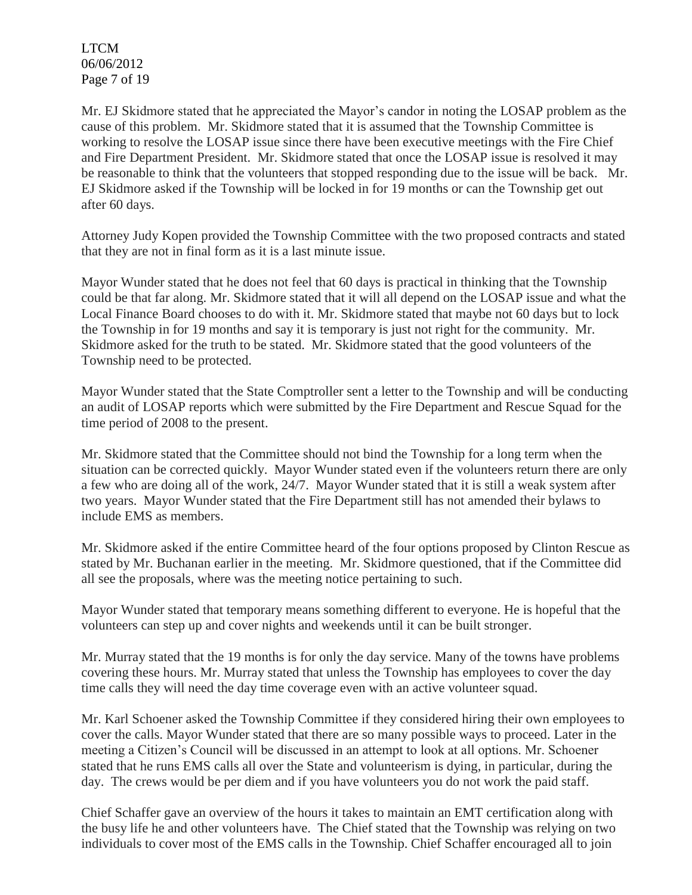Mr. EJ Skidmore stated that he appreciated the Mayor's candor in noting the LOSAP problem as the cause of this problem. Mr. Skidmore stated that it is assumed that the Township Committee is working to resolve the LOSAP issue since there have been executive meetings with the Fire Chief and Fire Department President. Mr. Skidmore stated that once the LOSAP issue is resolved it may be reasonable to think that the volunteers that stopped responding due to the issue will be back. Mr. EJ Skidmore asked if the Township will be locked in for 19 months or can the Township get out after 60 days.

Attorney Judy Kopen provided the Township Committee with the two proposed contracts and stated that they are not in final form as it is a last minute issue.

Mayor Wunder stated that he does not feel that 60 days is practical in thinking that the Township could be that far along. Mr. Skidmore stated that it will all depend on the LOSAP issue and what the Local Finance Board chooses to do with it. Mr. Skidmore stated that maybe not 60 days but to lock the Township in for 19 months and say it is temporary is just not right for the community. Mr. Skidmore asked for the truth to be stated. Mr. Skidmore stated that the good volunteers of the Township need to be protected.

Mayor Wunder stated that the State Comptroller sent a letter to the Township and will be conducting an audit of LOSAP reports which were submitted by the Fire Department and Rescue Squad for the time period of 2008 to the present.

Mr. Skidmore stated that the Committee should not bind the Township for a long term when the situation can be corrected quickly. Mayor Wunder stated even if the volunteers return there are only a few who are doing all of the work, 24/7. Mayor Wunder stated that it is still a weak system after two years. Mayor Wunder stated that the Fire Department still has not amended their bylaws to include EMS as members.

Mr. Skidmore asked if the entire Committee heard of the four options proposed by Clinton Rescue as stated by Mr. Buchanan earlier in the meeting. Mr. Skidmore questioned, that if the Committee did all see the proposals, where was the meeting notice pertaining to such.

Mayor Wunder stated that temporary means something different to everyone. He is hopeful that the volunteers can step up and cover nights and weekends until it can be built stronger.

Mr. Murray stated that the 19 months is for only the day service. Many of the towns have problems covering these hours. Mr. Murray stated that unless the Township has employees to cover the day time calls they will need the day time coverage even with an active volunteer squad.

Mr. Karl Schoener asked the Township Committee if they considered hiring their own employees to cover the calls. Mayor Wunder stated that there are so many possible ways to proceed. Later in the meeting a Citizen's Council will be discussed in an attempt to look at all options. Mr. Schoener stated that he runs EMS calls all over the State and volunteerism is dying, in particular, during the day. The crews would be per diem and if you have volunteers you do not work the paid staff.

Chief Schaffer gave an overview of the hours it takes to maintain an EMT certification along with the busy life he and other volunteers have. The Chief stated that the Township was relying on two individuals to cover most of the EMS calls in the Township. Chief Schaffer encouraged all to join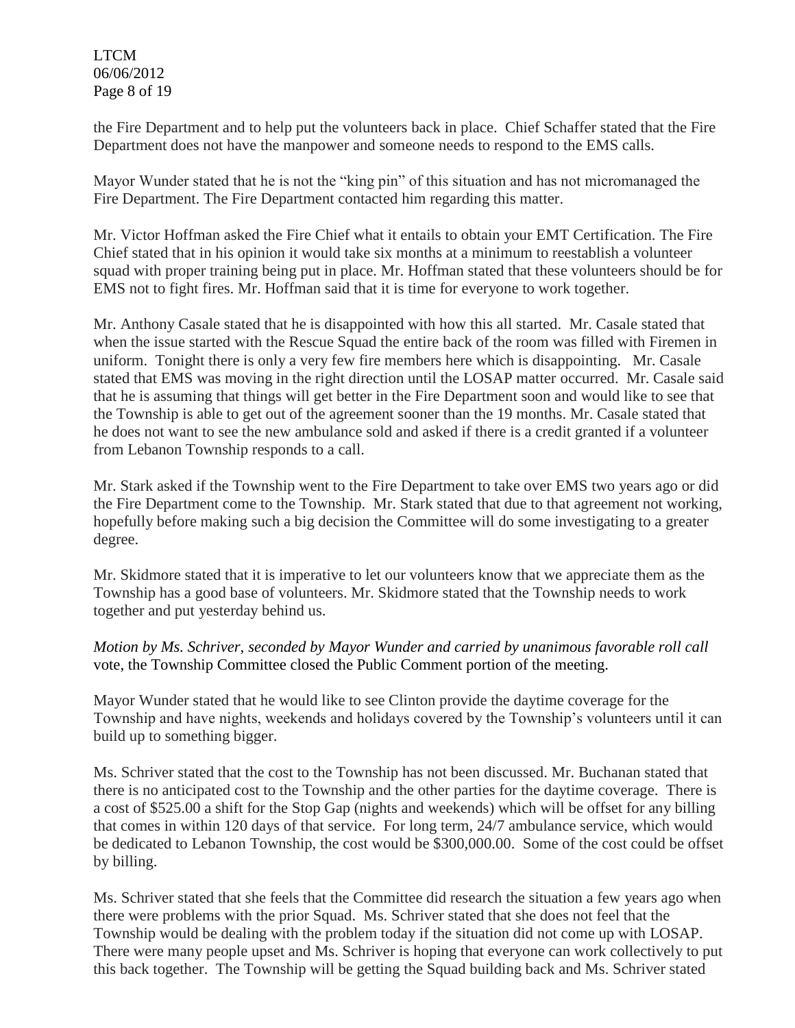the Fire Department and to help put the volunteers back in place. Chief Schaffer stated that the Fire Department does not have the manpower and someone needs to respond to the EMS calls.

Mayor Wunder stated that he is not the "king pin" of this situation and has not micromanaged the Fire Department. The Fire Department contacted him regarding this matter.

Mr. Victor Hoffman asked the Fire Chief what it entails to obtain your EMT Certification. The Fire Chief stated that in his opinion it would take six months at a minimum to reestablish a volunteer squad with proper training being put in place. Mr. Hoffman stated that these volunteers should be for EMS not to fight fires. Mr. Hoffman said that it is time for everyone to work together.

Mr. Anthony Casale stated that he is disappointed with how this all started. Mr. Casale stated that when the issue started with the Rescue Squad the entire back of the room was filled with Firemen in uniform. Tonight there is only a very few fire members here which is disappointing. Mr. Casale stated that EMS was moving in the right direction until the LOSAP matter occurred. Mr. Casale said that he is assuming that things will get better in the Fire Department soon and would like to see that the Township is able to get out of the agreement sooner than the 19 months. Mr. Casale stated that he does not want to see the new ambulance sold and asked if there is a credit granted if a volunteer from Lebanon Township responds to a call.

Mr. Stark asked if the Township went to the Fire Department to take over EMS two years ago or did the Fire Department come to the Township. Mr. Stark stated that due to that agreement not working, hopefully before making such a big decision the Committee will do some investigating to a greater degree.

Mr. Skidmore stated that it is imperative to let our volunteers know that we appreciate them as the Township has a good base of volunteers. Mr. Skidmore stated that the Township needs to work together and put yesterday behind us.

*Motion by Ms. Schriver, seconded by Mayor Wunder and carried by unanimous favorable roll call* vote, the Township Committee closed the Public Comment portion of the meeting.

Mayor Wunder stated that he would like to see Clinton provide the daytime coverage for the Township and have nights, weekends and holidays covered by the Township's volunteers until it can build up to something bigger.

Ms. Schriver stated that the cost to the Township has not been discussed. Mr. Buchanan stated that there is no anticipated cost to the Township and the other parties for the daytime coverage. There is a cost of $525.00 a shift for the Stop Gap (nights and weekends) which will be offset for any billing that comes in within 120 days of that service. For long term, 24/7 ambulance service, which would be dedicated to Lebanon Township, the cost would be $300,000.00. Some of the cost could be offset by billing.

Ms. Schriver stated that she feels that the Committee did research the situation a few years ago when there were problems with the prior Squad. Ms. Schriver stated that she does not feel that the Township would be dealing with the problem today if the situation did not come up with LOSAP. There were many people upset and Ms. Schriver is hoping that everyone can work collectively to put this back together. The Township will be getting the Squad building back and Ms. Schriver stated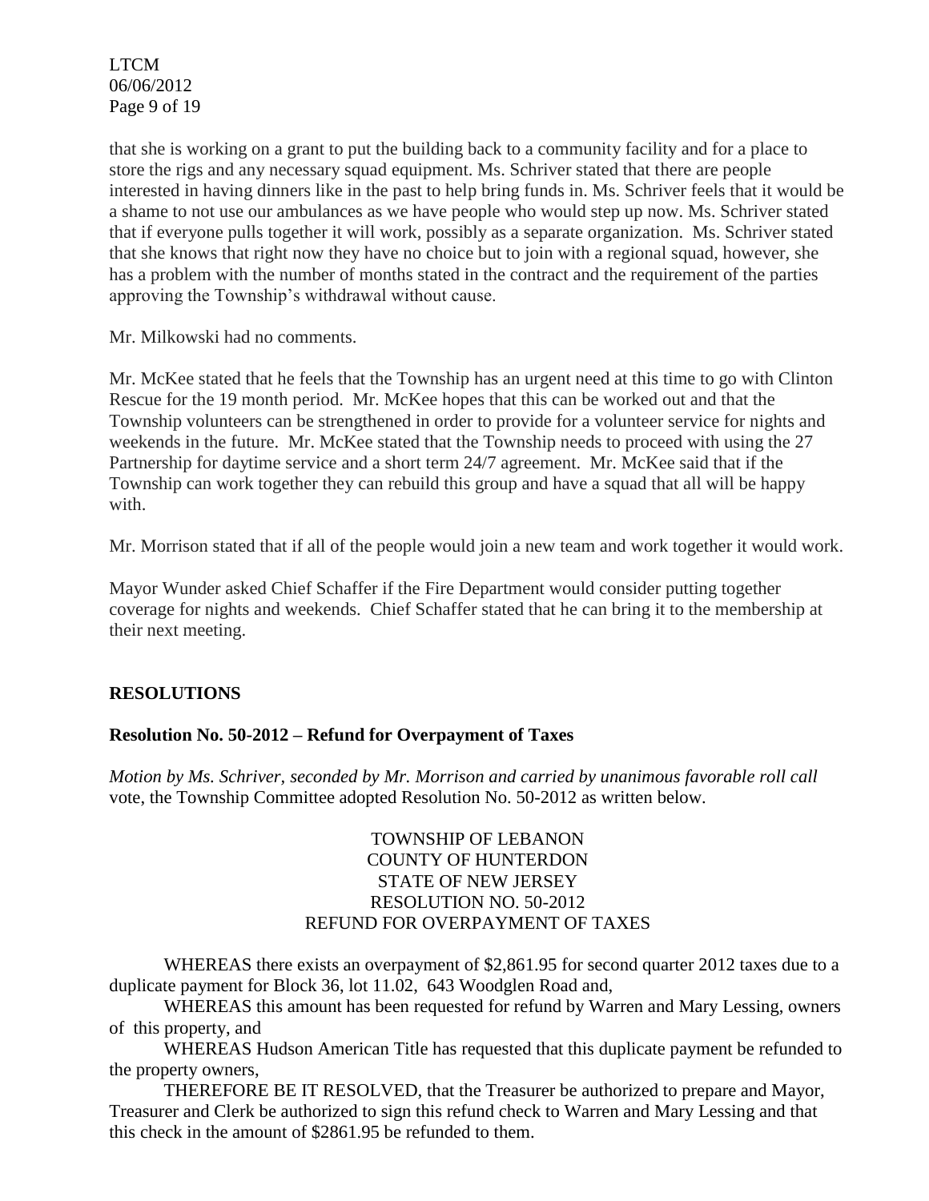that she is working on a grant to put the building back to a community facility and for a place to store the rigs and any necessary squad equipment. Ms. Schriver stated that there are people interested in having dinners like in the past to help bring funds in. Ms. Schriver feels that it would be a shame to not use our ambulances as we have people who would step up now. Ms. Schriver stated that if everyone pulls together it will work, possibly as a separate organization. Ms. Schriver stated that she knows that right now they have no choice but to join with a regional squad, however, she has a problem with the number of months stated in the contract and the requirement of the parties approving the Township's withdrawal without cause.

Mr. Milkowski had no comments.

Mr. McKee stated that he feels that the Township has an urgent need at this time to go with Clinton Rescue for the 19 month period. Mr. McKee hopes that this can be worked out and that the Township volunteers can be strengthened in order to provide for a volunteer service for nights and weekends in the future. Mr. McKee stated that the Township needs to proceed with using the 27 Partnership for daytime service and a short term 24/7 agreement. Mr. McKee said that if the Township can work together they can rebuild this group and have a squad that all will be happy with.

Mr. Morrison stated that if all of the people would join a new team and work together it would work.

Mayor Wunder asked Chief Schaffer if the Fire Department would consider putting together coverage for nights and weekends. Chief Schaffer stated that he can bring it to the membership at their next meeting.

## RESOLUTIONS

### Resolution No. 50-2012 – Refund for Overpayment of Taxes

*Motion by Ms. Schriver, seconded by Mr. Morrison and carried by unanimous favorable roll call* vote, the Township Committee adopted Resolution No. 50-2012 as written below.

TOWNSHIP OF LEBANON
COUNTY OF HUNTERDON
STATE OF NEW JERSEY
RESOLUTION NO. 50-2012
REFUND FOR OVERPAYMENT OF TAXES

WHEREAS there exists an overpayment of $2,861.95 for second quarter 2012 taxes due to a duplicate payment for Block 36, lot 11.02, 643 Woodglen Road and,

WHEREAS this amount has been requested for refund by Warren and Mary Lessing, owners of this property, and

WHEREAS Hudson American Title has requested that this duplicate payment be refunded to the property owners,

THEREFORE BE IT RESOLVED, that the Treasurer be authorized to prepare and Mayor, Treasurer and Clerk be authorized to sign this refund check to Warren and Mary Lessing and that this check in the amount of $2861.95 be refunded to them.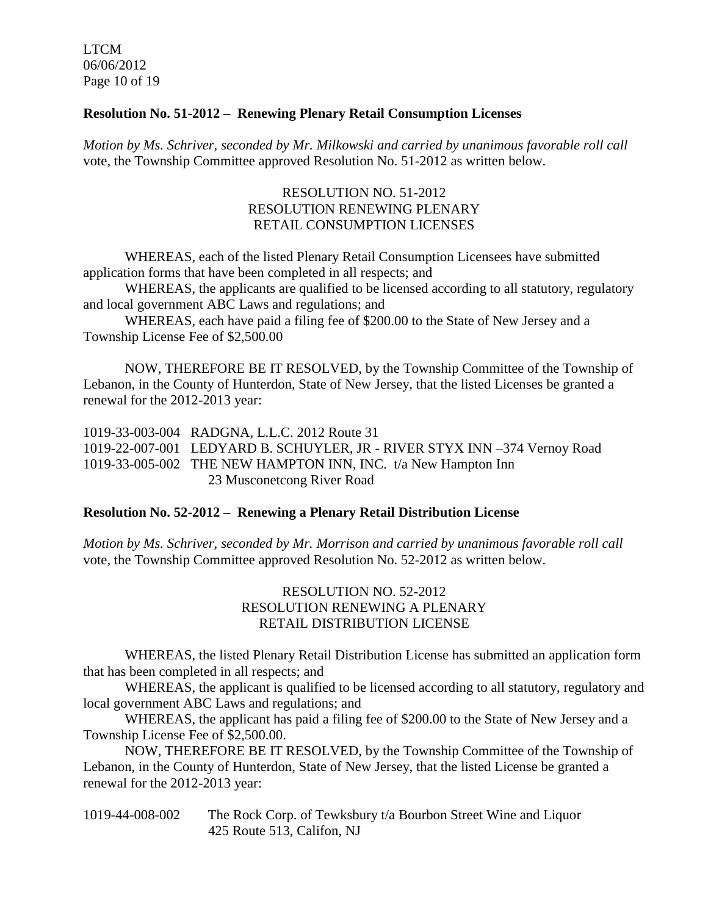**Resolution No. 51-2012 – Renewing Plenary Retail Consumption Licenses**

*Motion by Ms. Schriver, seconded by Mr. Milkowski and carried by unanimous favorable roll call* vote, the Township Committee approved Resolution No. 51-2012 as written below.

RESOLUTION NO. 51-2012
RESOLUTION RENEWING PLENARY
RETAIL CONSUMPTION LICENSES

WHEREAS, each of the listed Plenary Retail Consumption Licensees have submitted application forms that have been completed in all respects; and

WHEREAS, the applicants are qualified to be licensed according to all statutory, regulatory and local government ABC Laws and regulations; and

WHEREAS, each have paid a filing fee of $200.00 to the State of New Jersey and a Township License Fee of $2,500.00

NOW, THEREFORE BE IT RESOLVED, by the Township Committee of the Township of Lebanon, in the County of Hunterdon, State of New Jersey, that the listed Licenses be granted a renewal for the 2012-2013 year:

1019-33-003-004 RADGNA, L.L.C. 2012 Route 31
1019-22-007-001 LEDYARD B. SCHUYLER, JR - RIVER STYX INN –374 Vernoy Road
1019-33-005-002 THE NEW HAMPTON INN, INC. t/a New Hampton Inn
23 Musconetcong River Road

**Resolution No. 52-2012 – Renewing a Plenary Retail Distribution License**

*Motion by Ms. Schriver, seconded by Mr. Morrison and carried by unanimous favorable roll call* vote, the Township Committee approved Resolution No. 52-2012 as written below.

RESOLUTION NO. 52-2012
RESOLUTION RENEWING A PLENARY
RETAIL DISTRIBUTION LICENSE

WHEREAS, the listed Plenary Retail Distribution License has submitted an application form that has been completed in all respects; and

WHEREAS, the applicant is qualified to be licensed according to all statutory, regulatory and local government ABC Laws and regulations; and

WHEREAS, the applicant has paid a filing fee of $200.00 to the State of New Jersey and a Township License Fee of $2,500.00.

NOW, THEREFORE BE IT RESOLVED, by the Township Committee of the Township of Lebanon, in the County of Hunterdon, State of New Jersey, that the listed License be granted a renewal for the 2012-2013 year:

1019-44-008-002 The Rock Corp. of Tewksbury t/a Bourbon Street Wine and Liquor
425 Route 513, Califon, NJ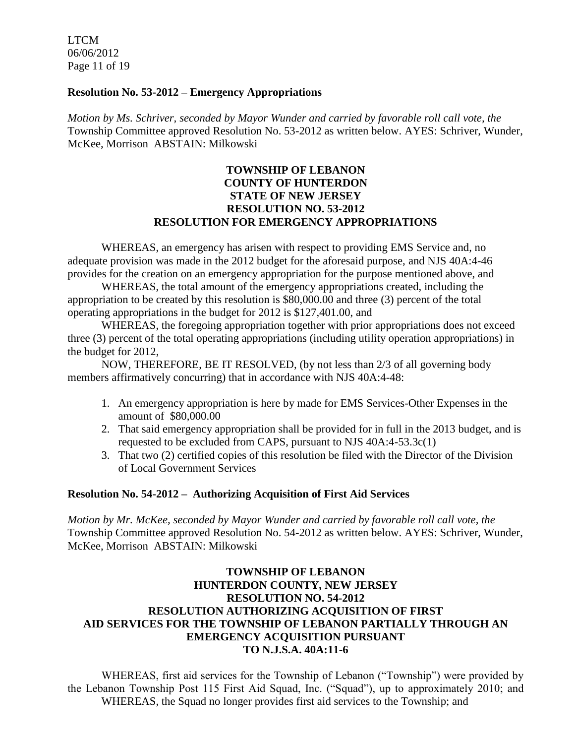**Resolution No. 53-2012 – Emergency Appropriations**

*Motion by Ms. Schriver, seconded by Mayor Wunder and carried by favorable roll call vote, the* Township Committee approved Resolution No. 53-2012 as written below. AYES: Schriver, Wunder, McKee, Morrison ABSTAIN: Milkowski

**TOWNSHIP OF LEBANON**
**COUNTY OF HUNTERDON**
**STATE OF NEW JERSEY**
**RESOLUTION NO. 53-2012**
**RESOLUTION FOR EMERGENCY APPROPRIATIONS**

WHEREAS, an emergency has arisen with respect to providing EMS Service and, no adequate provision was made in the 2012 budget for the aforesaid purpose, and NJS 40A:4-46 provides for the creation on an emergency appropriation for the purpose mentioned above, and

WHEREAS, the total amount of the emergency appropriations created, including the appropriation to be created by this resolution is $80,000.00 and three (3) percent of the total operating appropriations in the budget for 2012 is $127,401.00, and

WHEREAS, the foregoing appropriation together with prior appropriations does not exceed three (3) percent of the total operating appropriations (including utility operation appropriations) in the budget for 2012,

NOW, THEREFORE, BE IT RESOLVED, (by not less than 2/3 of all governing body members affirmatively concurring) that in accordance with NJS 40A:4-48:

1. An emergency appropriation is here by made for EMS Services-Other Expenses in the amount of $80,000.00
2. That said emergency appropriation shall be provided for in full in the 2013 budget, and is requested to be excluded from CAPS, pursuant to NJS 40A:4-53.3c(1)
3. That two (2) certified copies of this resolution be filed with the Director of the Division of Local Government Services

**Resolution No. 54-2012 – Authorizing Acquisition of First Aid Services**

*Motion by Mr. McKee, seconded by Mayor Wunder and carried by favorable roll call vote, the* Township Committee approved Resolution No. 54-2012 as written below. AYES: Schriver, Wunder, McKee, Morrison ABSTAIN: Milkowski

**TOWNSHIP OF LEBANON**
**HUNTERDON COUNTY, NEW JERSEY**
**RESOLUTION NO. 54-2012**
**RESOLUTION AUTHORIZING ACQUISITION OF FIRST AID SERVICES FOR THE TOWNSHIP OF LEBANON PARTIALLY THROUGH AN EMERGENCY ACQUISITION PURSUANT TO N.J.S.A. 40A:11-6**

WHEREAS, first aid services for the Township of Lebanon ("Township") were provided by the Lebanon Township Post 115 First Aid Squad, Inc. ("Squad"), up to approximately 2010; and

WHEREAS, the Squad no longer provides first aid services to the Township; and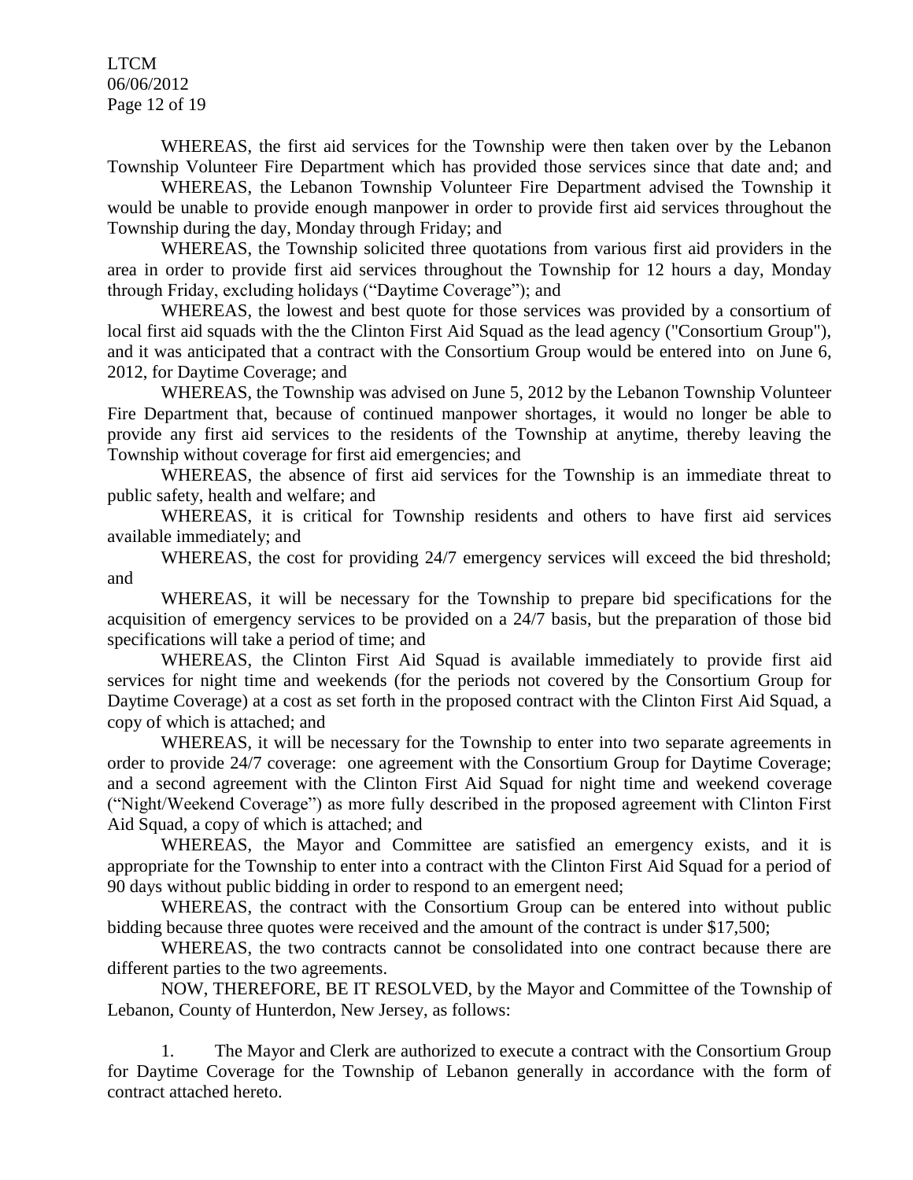WHEREAS, the first aid services for the Township were then taken over by the Lebanon Township Volunteer Fire Department which has provided those services since that date and; and

WHEREAS, the Lebanon Township Volunteer Fire Department advised the Township it would be unable to provide enough manpower in order to provide first aid services throughout the Township during the day, Monday through Friday; and

WHEREAS, the Township solicited three quotations from various first aid providers in the area in order to provide first aid services throughout the Township for 12 hours a day, Monday through Friday, excluding holidays ("Daytime Coverage"); and

WHEREAS, the lowest and best quote for those services was provided by a consortium of local first aid squads with the the Clinton First Aid Squad as the lead agency ("Consortium Group"), and it was anticipated that a contract with the Consortium Group would be entered into on June 6, 2012, for Daytime Coverage; and

WHEREAS, the Township was advised on June 5, 2012 by the Lebanon Township Volunteer Fire Department that, because of continued manpower shortages, it would no longer be able to provide any first aid services to the residents of the Township at anytime, thereby leaving the Township without coverage for first aid emergencies; and

WHEREAS, the absence of first aid services for the Township is an immediate threat to public safety, health and welfare; and

WHEREAS, it is critical for Township residents and others to have first aid services available immediately; and

WHEREAS, the cost for providing 24/7 emergency services will exceed the bid threshold; and

WHEREAS, it will be necessary for the Township to prepare bid specifications for the acquisition of emergency services to be provided on a 24/7 basis, but the preparation of those bid specifications will take a period of time; and

WHEREAS, the Clinton First Aid Squad is available immediately to provide first aid services for night time and weekends (for the periods not covered by the Consortium Group for Daytime Coverage) at a cost as set forth in the proposed contract with the Clinton First Aid Squad, a copy of which is attached; and

WHEREAS, it will be necessary for the Township to enter into two separate agreements in order to provide 24/7 coverage: one agreement with the Consortium Group for Daytime Coverage; and a second agreement with the Clinton First Aid Squad for night time and weekend coverage ("Night/Weekend Coverage") as more fully described in the proposed agreement with Clinton First Aid Squad, a copy of which is attached; and

WHEREAS, the Mayor and Committee are satisfied an emergency exists, and it is appropriate for the Township to enter into a contract with the Clinton First Aid Squad for a period of 90 days without public bidding in order to respond to an emergent need;

WHEREAS, the contract with the Consortium Group can be entered into without public bidding because three quotes were received and the amount of the contract is under $17,500;

WHEREAS, the two contracts cannot be consolidated into one contract because there are different parties to the two agreements.

NOW, THEREFORE, BE IT RESOLVED, by the Mayor and Committee of the Township of Lebanon, County of Hunterdon, New Jersey, as follows:

1. The Mayor and Clerk are authorized to execute a contract with the Consortium Group for Daytime Coverage for the Township of Lebanon generally in accordance with the form of contract attached hereto.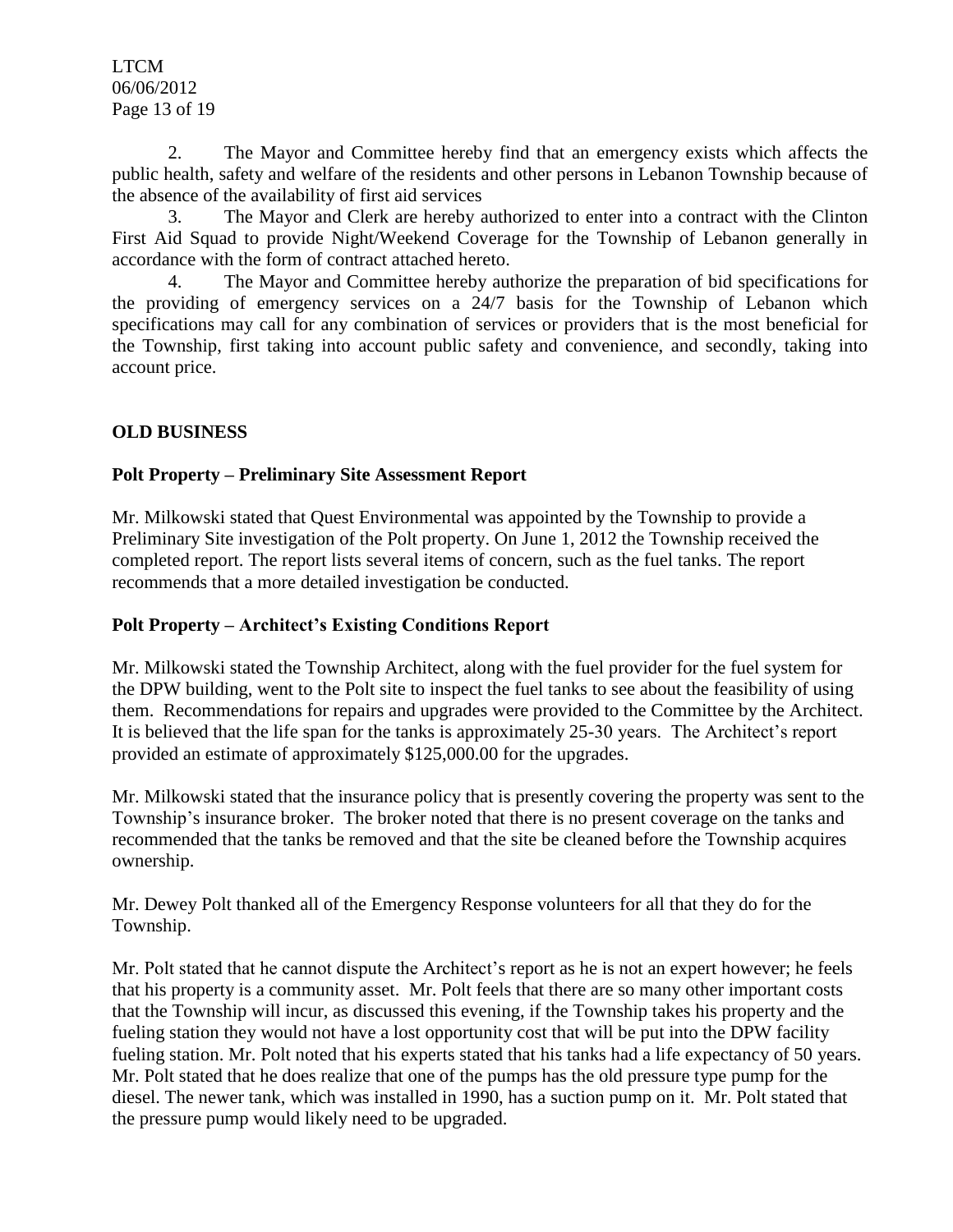2. The Mayor and Committee hereby find that an emergency exists which affects the public health, safety and welfare of the residents and other persons in Lebanon Township because of the absence of the availability of first aid services

3. The Mayor and Clerk are hereby authorized to enter into a contract with the Clinton First Aid Squad to provide Night/Weekend Coverage for the Township of Lebanon generally in accordance with the form of contract attached hereto.

4. The Mayor and Committee hereby authorize the preparation of bid specifications for the providing of emergency services on a 24/7 basis for the Township of Lebanon which specifications may call for any combination of services or providers that is the most beneficial for the Township, first taking into account public safety and convenience, and secondly, taking into account price.

## OLD BUSINESS

### Polt Property – Preliminary Site Assessment Report

Mr. Milkowski stated that Quest Environmental was appointed by the Township to provide a Preliminary Site investigation of the Polt property. On June 1, 2012 the Township received the completed report. The report lists several items of concern, such as the fuel tanks. The report recommends that a more detailed investigation be conducted.

### Polt Property – Architect's Existing Conditions Report

Mr. Milkowski stated the Township Architect, along with the fuel provider for the fuel system for the DPW building, went to the Polt site to inspect the fuel tanks to see about the feasibility of using them. Recommendations for repairs and upgrades were provided to the Committee by the Architect. It is believed that the life span for the tanks is approximately 25-30 years. The Architect's report provided an estimate of approximately $125,000.00 for the upgrades.

Mr. Milkowski stated that the insurance policy that is presently covering the property was sent to the Township's insurance broker. The broker noted that there is no present coverage on the tanks and recommended that the tanks be removed and that the site be cleaned before the Township acquires ownership.

Mr. Dewey Polt thanked all of the Emergency Response volunteers for all that they do for the Township.

Mr. Polt stated that he cannot dispute the Architect's report as he is not an expert however; he feels that his property is a community asset. Mr. Polt feels that there are so many other important costs that the Township will incur, as discussed this evening, if the Township takes his property and the fueling station they would not have a lost opportunity cost that will be put into the DPW facility fueling station. Mr. Polt noted that his experts stated that his tanks had a life expectancy of 50 years. Mr. Polt stated that he does realize that one of the pumps has the old pressure type pump for the diesel. The newer tank, which was installed in 1990, has a suction pump on it. Mr. Polt stated that the pressure pump would likely need to be upgraded.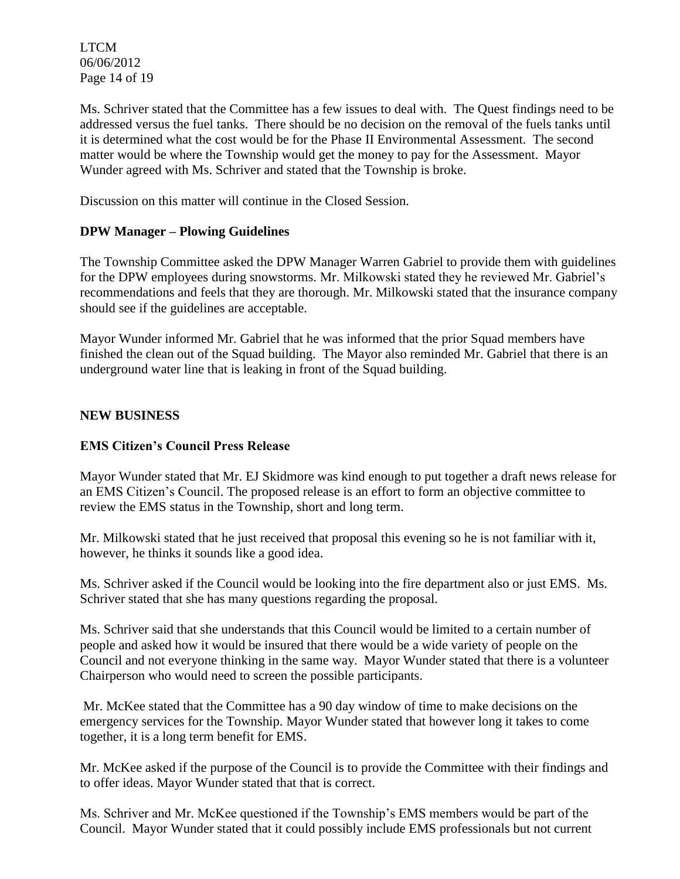Ms. Schriver stated that the Committee has a few issues to deal with. The Quest findings need to be addressed versus the fuel tanks. There should be no decision on the removal of the fuels tanks until it is determined what the cost would be for the Phase II Environmental Assessment. The second matter would be where the Township would get the money to pay for the Assessment. Mayor Wunder agreed with Ms. Schriver and stated that the Township is broke.

Discussion on this matter will continue in the Closed Session.

**DPW Manager – Plowing Guidelines**

The Township Committee asked the DPW Manager Warren Gabriel to provide them with guidelines for the DPW employees during snowstorms. Mr. Milkowski stated they he reviewed Mr. Gabriel's recommendations and feels that they are thorough. Mr. Milkowski stated that the insurance company should see if the guidelines are acceptable.

Mayor Wunder informed Mr. Gabriel that he was informed that the prior Squad members have finished the clean out of the Squad building. The Mayor also reminded Mr. Gabriel that there is an underground water line that is leaking in front of the Squad building.

**NEW BUSINESS**

**EMS Citizen's Council Press Release**

Mayor Wunder stated that Mr. EJ Skidmore was kind enough to put together a draft news release for an EMS Citizen's Council. The proposed release is an effort to form an objective committee to review the EMS status in the Township, short and long term.

Mr. Milkowski stated that he just received that proposal this evening so he is not familiar with it, however, he thinks it sounds like a good idea.

Ms. Schriver asked if the Council would be looking into the fire department also or just EMS. Ms. Schriver stated that she has many questions regarding the proposal.

Ms. Schriver said that she understands that this Council would be limited to a certain number of people and asked how it would be insured that there would be a wide variety of people on the Council and not everyone thinking in the same way. Mayor Wunder stated that there is a volunteer Chairperson who would need to screen the possible participants.

Mr. McKee stated that the Committee has a 90 day window of time to make decisions on the emergency services for the Township. Mayor Wunder stated that however long it takes to come together, it is a long term benefit for EMS.

Mr. McKee asked if the purpose of the Council is to provide the Committee with their findings and to offer ideas. Mayor Wunder stated that that is correct.

Ms. Schriver and Mr. McKee questioned if the Township's EMS members would be part of the Council. Mayor Wunder stated that it could possibly include EMS professionals but not current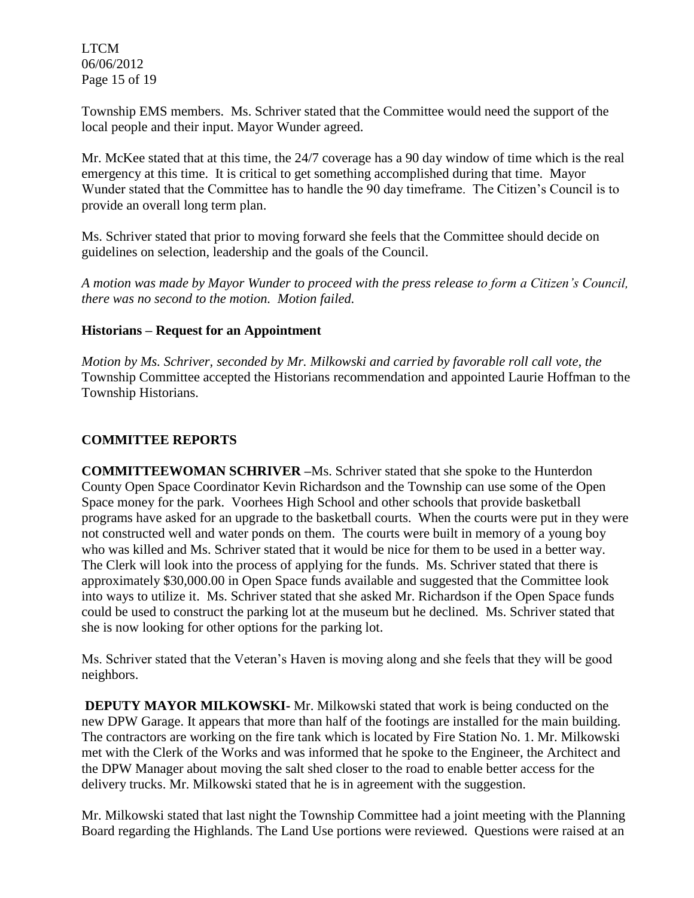Township EMS members. Ms. Schriver stated that the Committee would need the support of the local people and their input. Mayor Wunder agreed.

Mr. McKee stated that at this time, the 24/7 coverage has a 90 day window of time which is the real emergency at this time. It is critical to get something accomplished during that time. Mayor Wunder stated that the Committee has to handle the 90 day timeframe. The Citizen's Council is to provide an overall long term plan.

Ms. Schriver stated that prior to moving forward she feels that the Committee should decide on guidelines on selection, leadership and the goals of the Council.

*A motion was made by Mayor Wunder to proceed with the press release to form a Citizen's Council, there was no second to the motion. Motion failed.*

**Historians – Request for an Appointment**

*Motion by Ms. Schriver, seconded by Mr. Milkowski and carried by favorable roll call vote, the* Township Committee accepted the Historians recommendation and appointed Laurie Hoffman to the Township Historians.

**COMMITTEE REPORTS**

**COMMITTEEWOMAN SCHRIVER** –Ms. Schriver stated that she spoke to the Hunterdon County Open Space Coordinator Kevin Richardson and the Township can use some of the Open Space money for the park. Voorhees High School and other schools that provide basketball programs have asked for an upgrade to the basketball courts. When the courts were put in they were not constructed well and water ponds on them. The courts were built in memory of a young boy who was killed and Ms. Schriver stated that it would be nice for them to be used in a better way. The Clerk will look into the process of applying for the funds. Ms. Schriver stated that there is approximately $30,000.00 in Open Space funds available and suggested that the Committee look into ways to utilize it. Ms. Schriver stated that she asked Mr. Richardson if the Open Space funds could be used to construct the parking lot at the museum but he declined. Ms. Schriver stated that she is now looking for other options for the parking lot.

Ms. Schriver stated that the Veteran's Haven is moving along and she feels that they will be good neighbors.

**DEPUTY MAYOR MILKOWSKI-** Mr. Milkowski stated that work is being conducted on the new DPW Garage. It appears that more than half of the footings are installed for the main building. The contractors are working on the fire tank which is located by Fire Station No. 1. Mr. Milkowski met with the Clerk of the Works and was informed that he spoke to the Engineer, the Architect and the DPW Manager about moving the salt shed closer to the road to enable better access for the delivery trucks. Mr. Milkowski stated that he is in agreement with the suggestion.

Mr. Milkowski stated that last night the Township Committee had a joint meeting with the Planning Board regarding the Highlands. The Land Use portions were reviewed. Questions were raised at an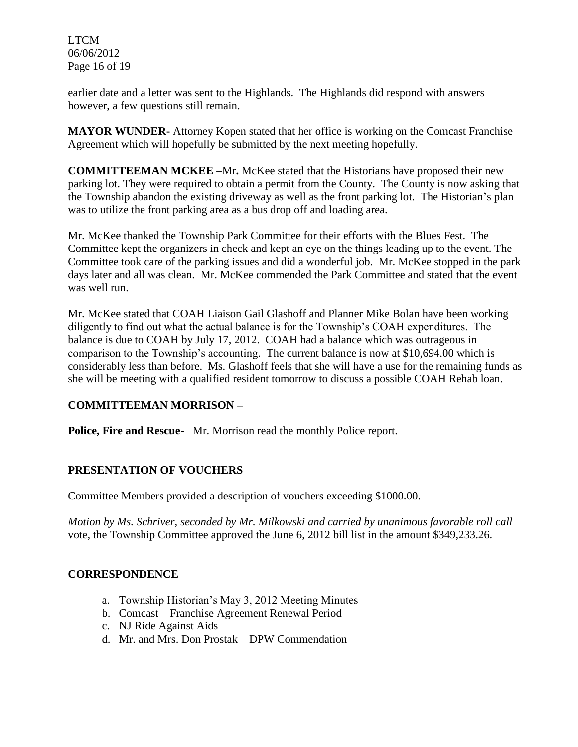earlier date and a letter was sent to the Highlands. The Highlands did respond with answers however, a few questions still remain.

**MAYOR WUNDER-** Attorney Kopen stated that her office is working on the Comcast Franchise Agreement which will hopefully be submitted by the next meeting hopefully.

**COMMITTEEMAN MCKEE –**Mr**.** McKee stated that the Historians have proposed their new parking lot. They were required to obtain a permit from the County. The County is now asking that the Township abandon the existing driveway as well as the front parking lot. The Historian's plan was to utilize the front parking area as a bus drop off and loading area.

Mr. McKee thanked the Township Park Committee for their efforts with the Blues Fest. The Committee kept the organizers in check and kept an eye on the things leading up to the event. The Committee took care of the parking issues and did a wonderful job. Mr. McKee stopped in the park days later and all was clean. Mr. McKee commended the Park Committee and stated that the event was well run.

Mr. McKee stated that COAH Liaison Gail Glashoff and Planner Mike Bolan have been working diligently to find out what the actual balance is for the Township's COAH expenditures. The balance is due to COAH by July 17, 2012. COAH had a balance which was outrageous in comparison to the Township's accounting. The current balance is now at $10,694.00 which is considerably less than before. Ms. Glashoff feels that she will have a use for the remaining funds as she will be meeting with a qualified resident tomorrow to discuss a possible COAH Rehab loan.

**COMMITTEEMAN MORRISON –**

**Police, Fire and Rescue**- Mr. Morrison read the monthly Police report.

**PRESENTATION OF VOUCHERS**

Committee Members provided a description of vouchers exceeding $1000.00.

*Motion by Ms. Schriver, seconded by Mr. Milkowski and carried by unanimous favorable roll call* vote, the Township Committee approved the June 6, 2012 bill list in the amount $349,233.26.

**CORRESPONDENCE**

a. Township Historian's May 3, 2012 Meeting Minutes
b. Comcast – Franchise Agreement Renewal Period
c. NJ Ride Against Aids
d. Mr. and Mrs. Don Prostak – DPW Commendation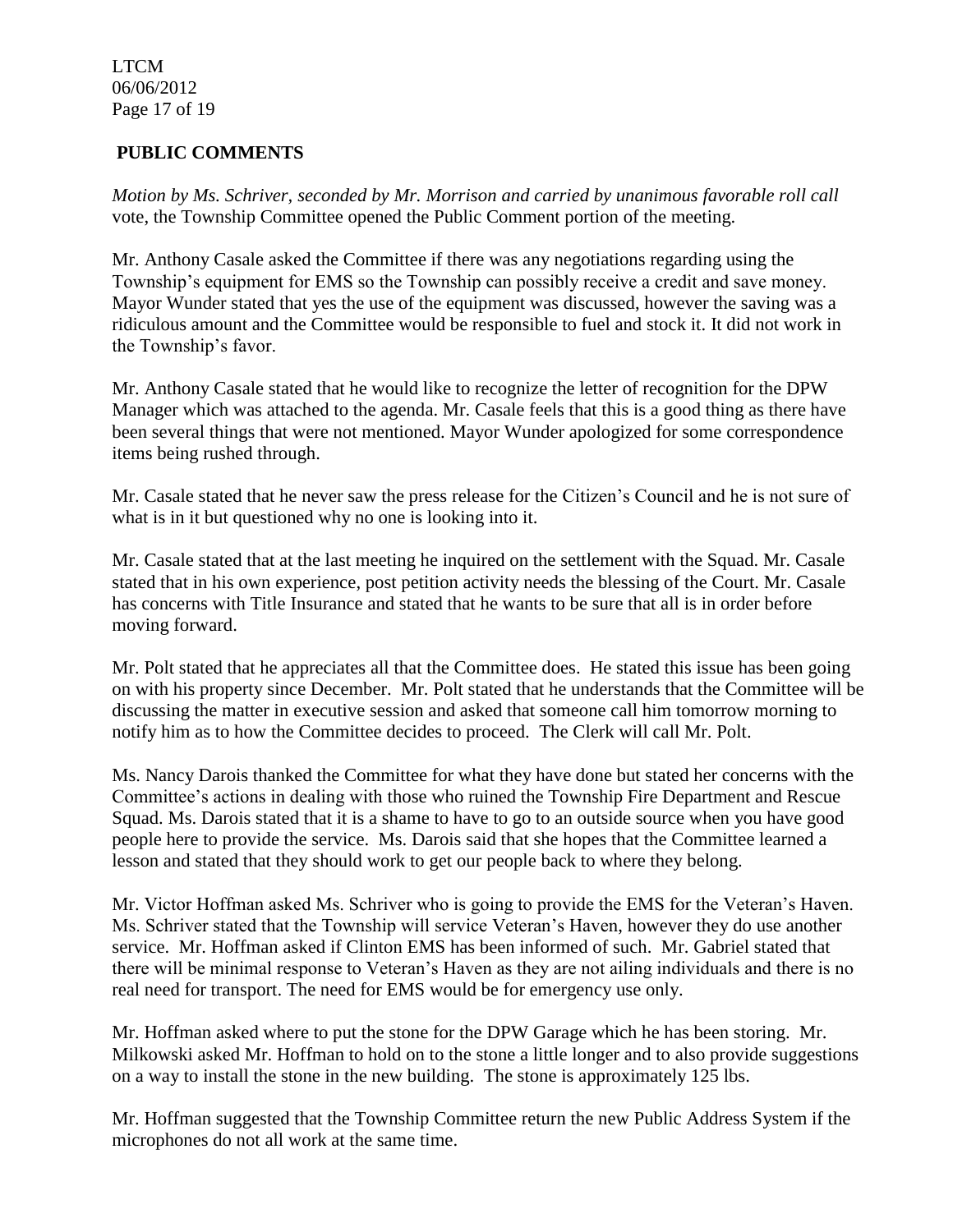**PUBLIC COMMENTS**

*Motion by Ms. Schriver, seconded by Mr. Morrison and carried by unanimous favorable roll call* vote, the Township Committee opened the Public Comment portion of the meeting.

Mr. Anthony Casale asked the Committee if there was any negotiations regarding using the Township's equipment for EMS so the Township can possibly receive a credit and save money. Mayor Wunder stated that yes the use of the equipment was discussed, however the saving was a ridiculous amount and the Committee would be responsible to fuel and stock it. It did not work in the Township's favor.

Mr. Anthony Casale stated that he would like to recognize the letter of recognition for the DPW Manager which was attached to the agenda. Mr. Casale feels that this is a good thing as there have been several things that were not mentioned. Mayor Wunder apologized for some correspondence items being rushed through.

Mr. Casale stated that he never saw the press release for the Citizen's Council and he is not sure of what is in it but questioned why no one is looking into it.

Mr. Casale stated that at the last meeting he inquired on the settlement with the Squad. Mr. Casale stated that in his own experience, post petition activity needs the blessing of the Court. Mr. Casale has concerns with Title Insurance and stated that he wants to be sure that all is in order before moving forward.

Mr. Polt stated that he appreciates all that the Committee does. He stated this issue has been going on with his property since December. Mr. Polt stated that he understands that the Committee will be discussing the matter in executive session and asked that someone call him tomorrow morning to notify him as to how the Committee decides to proceed. The Clerk will call Mr. Polt.

Ms. Nancy Darois thanked the Committee for what they have done but stated her concerns with the Committee's actions in dealing with those who ruined the Township Fire Department and Rescue Squad. Ms. Darois stated that it is a shame to have to go to an outside source when you have good people here to provide the service. Ms. Darois said that she hopes that the Committee learned a lesson and stated that they should work to get our people back to where they belong.

Mr. Victor Hoffman asked Ms. Schriver who is going to provide the EMS for the Veteran's Haven. Ms. Schriver stated that the Township will service Veteran's Haven, however they do use another service. Mr. Hoffman asked if Clinton EMS has been informed of such. Mr. Gabriel stated that there will be minimal response to Veteran's Haven as they are not ailing individuals and there is no real need for transport. The need for EMS would be for emergency use only.

Mr. Hoffman asked where to put the stone for the DPW Garage which he has been storing. Mr. Milkowski asked Mr. Hoffman to hold on to the stone a little longer and to also provide suggestions on a way to install the stone in the new building. The stone is approximately 125 lbs.

Mr. Hoffman suggested that the Township Committee return the new Public Address System if the microphones do not all work at the same time.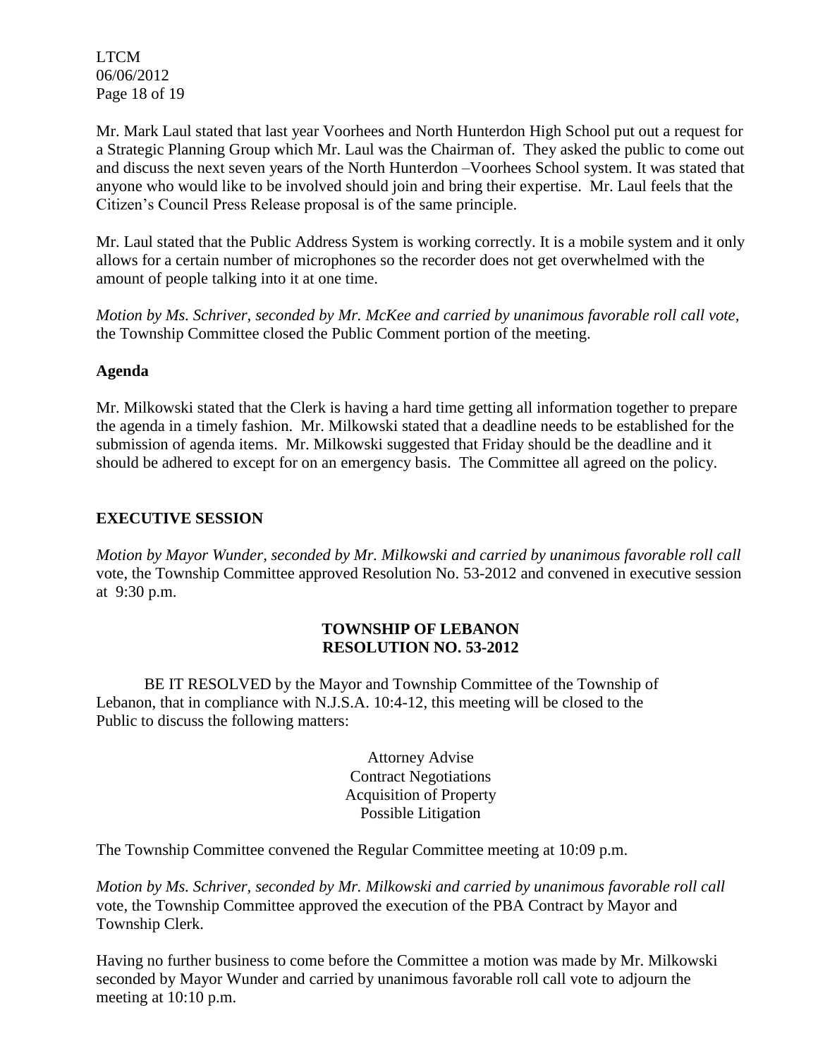Mr. Mark Laul stated that last year Voorhees and North Hunterdon High School put out a request for a Strategic Planning Group which Mr. Laul was the Chairman of. They asked the public to come out and discuss the next seven years of the North Hunterdon –Voorhees School system. It was stated that anyone who would like to be involved should join and bring their expertise. Mr. Laul feels that the Citizen's Council Press Release proposal is of the same principle.

Mr. Laul stated that the Public Address System is working correctly. It is a mobile system and it only allows for a certain number of microphones so the recorder does not get overwhelmed with the amount of people talking into it at one time.

*Motion by Ms. Schriver, seconded by Mr. McKee and carried by unanimous favorable roll call vote,* the Township Committee closed the Public Comment portion of the meeting.

**Agenda**

Mr. Milkowski stated that the Clerk is having a hard time getting all information together to prepare the agenda in a timely fashion. Mr. Milkowski stated that a deadline needs to be established for the submission of agenda items. Mr. Milkowski suggested that Friday should be the deadline and it should be adhered to except for on an emergency basis. The Committee all agreed on the policy.

**EXECUTIVE SESSION**

*Motion by Mayor Wunder, seconded by Mr. Milkowski and carried by unanimous favorable roll call* vote, the Township Committee approved Resolution No. 53-2012 and convened in executive session at 9:30 p.m.

**TOWNSHIP OF LEBANON**
**RESOLUTION NO. 53-2012**

BE IT RESOLVED by the Mayor and Township Committee of the Township of Lebanon, that in compliance with N.J.S.A. 10:4-12, this meeting will be closed to the Public to discuss the following matters:

Attorney Advise
Contract Negotiations
Acquisition of Property
Possible Litigation

The Township Committee convened the Regular Committee meeting at 10:09 p.m.

*Motion by Ms. Schriver, seconded by Mr. Milkowski and carried by unanimous favorable roll call* vote, the Township Committee approved the execution of the PBA Contract by Mayor and Township Clerk.

Having no further business to come before the Committee a motion was made by Mr. Milkowski seconded by Mayor Wunder and carried by unanimous favorable roll call vote to adjourn the meeting at 10:10 p.m.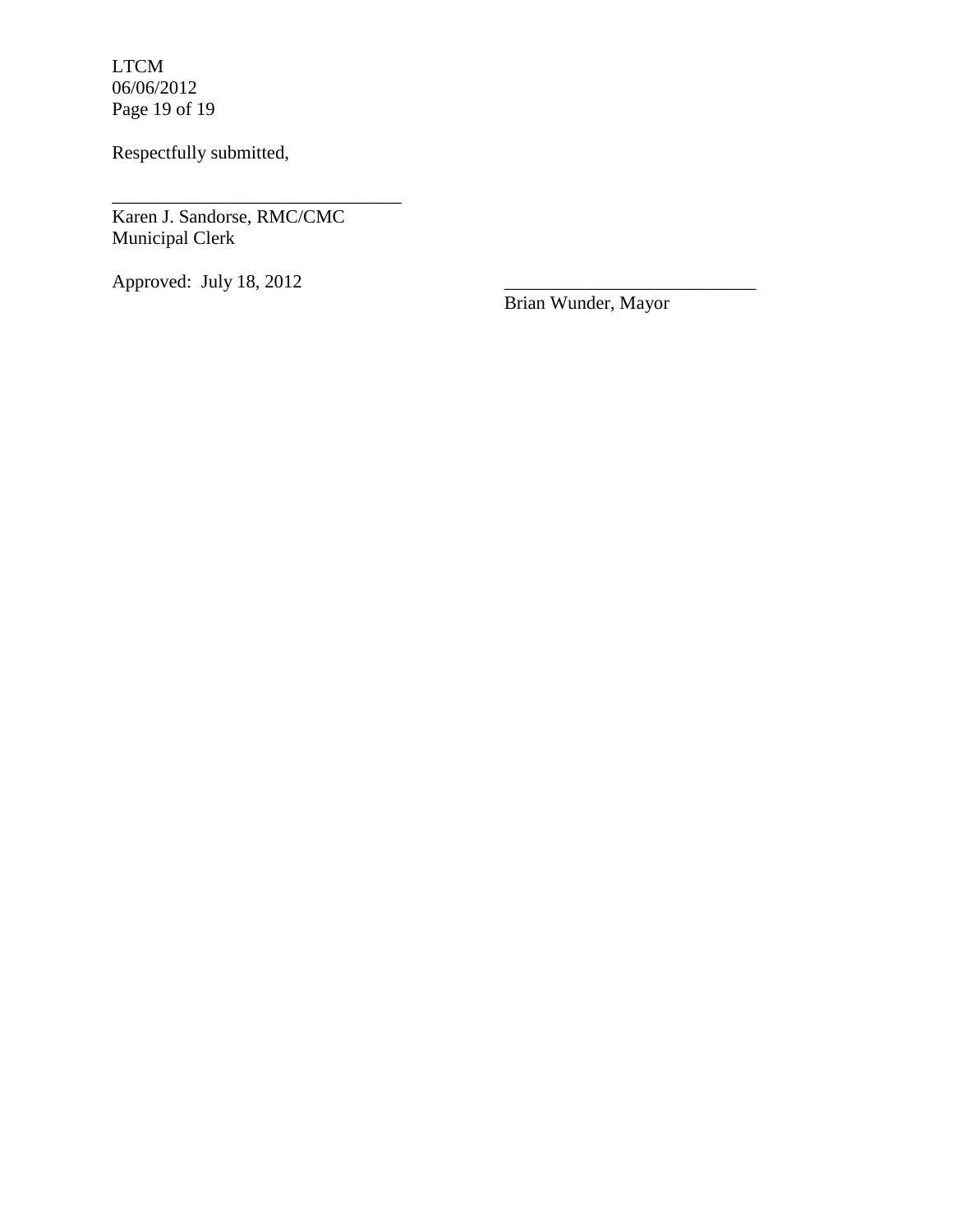Respectfully submitted,

\_\_\_\_\_\_\_\_\_\_\_\_\_\_\_\_\_\_\_\_\_\_\_\_\_\_\_\_\_\_\_\_

Karen J. Sandorse, RMC/CMC
Municipal Clerk

Approved: July 18, 2012

\_\_\_\_\_\_\_\_\_\_\_\_\_\_\_\_\_\_\_\_\_\_\_\_\_\_\_\_

Brian Wunder, Mayor